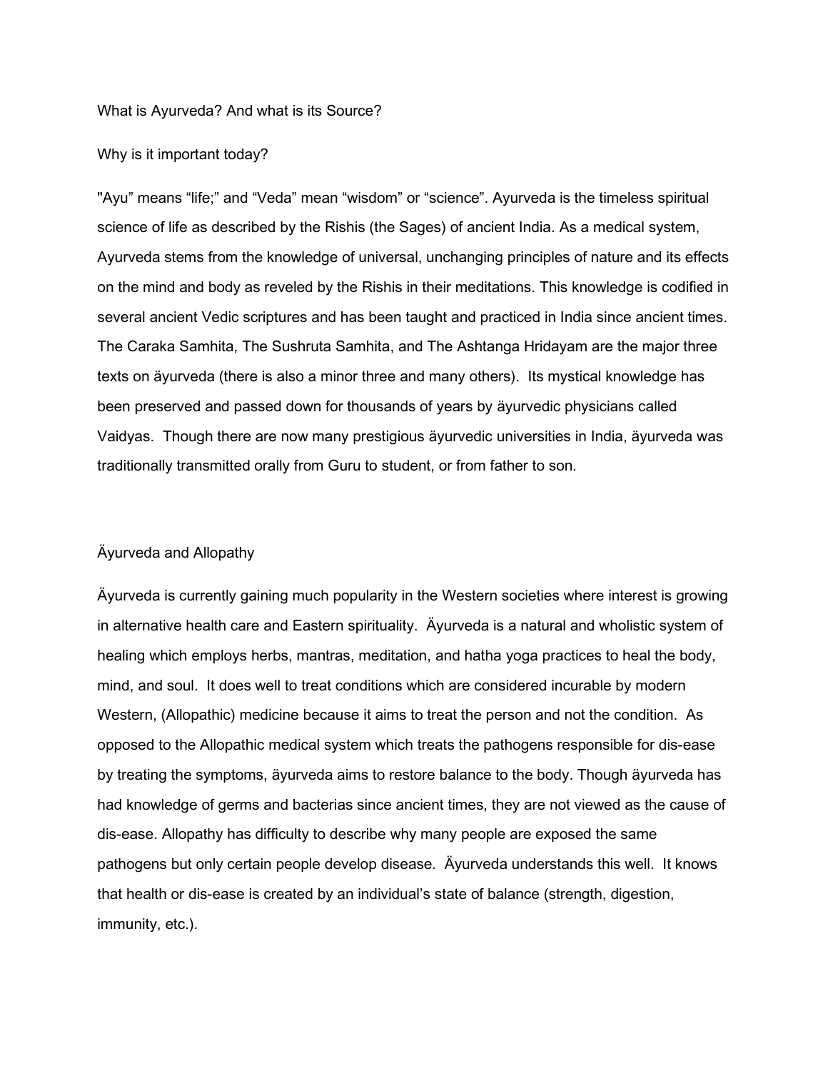What is Ayurveda? And what is its Source?

Why is it important today?

"Ayu" means "life;" and "Veda" mean "wisdom" or "science". Ayurveda is the timeless spiritual science of life as described by the Rishis (the Sages) of ancient India. As a medical system, Ayurveda stems from the knowledge of universal, unchanging principles of nature and its effects on the mind and body as reveled by the Rishis in their meditations. This knowledge is codified in several ancient Vedic scriptures and has been taught and practiced in India since ancient times. The Caraka Samhita, The Sushruta Samhita, and The Ashtanga Hridayam are the major three texts on äyurveda (there is also a minor three and many others). Its mystical knowledge has been preserved and passed down for thousands of years by äyurvedic physicians called Vaidyas. Though there are now many prestigious äyurvedic universities in India, äyurveda was traditionally transmitted orally from Guru to student, or from father to son.

Äyurveda and Allopathy

Äyurveda is currently gaining much popularity in the Western societies where interest is growing in alternative health care and Eastern spirituality. Äyurveda is a natural and wholistic system of healing which employs herbs, mantras, meditation, and hatha yoga practices to heal the body, mind, and soul. It does well to treat conditions which are considered incurable by modern Western, (Allopathic) medicine because it aims to treat the person and not the condition. As opposed to the Allopathic medical system which treats the pathogens responsible for dis-ease by treating the symptoms, äyurveda aims to restore balance to the body. Though äyurveda has had knowledge of germs and bacterias since ancient times, they are not viewed as the cause of dis-ease. Allopathy has difficulty to describe why many people are exposed the same pathogens but only certain people develop disease. Äyurveda understands this well. It knows that health or dis-ease is created by an individual's state of balance (strength, digestion, immunity, etc.).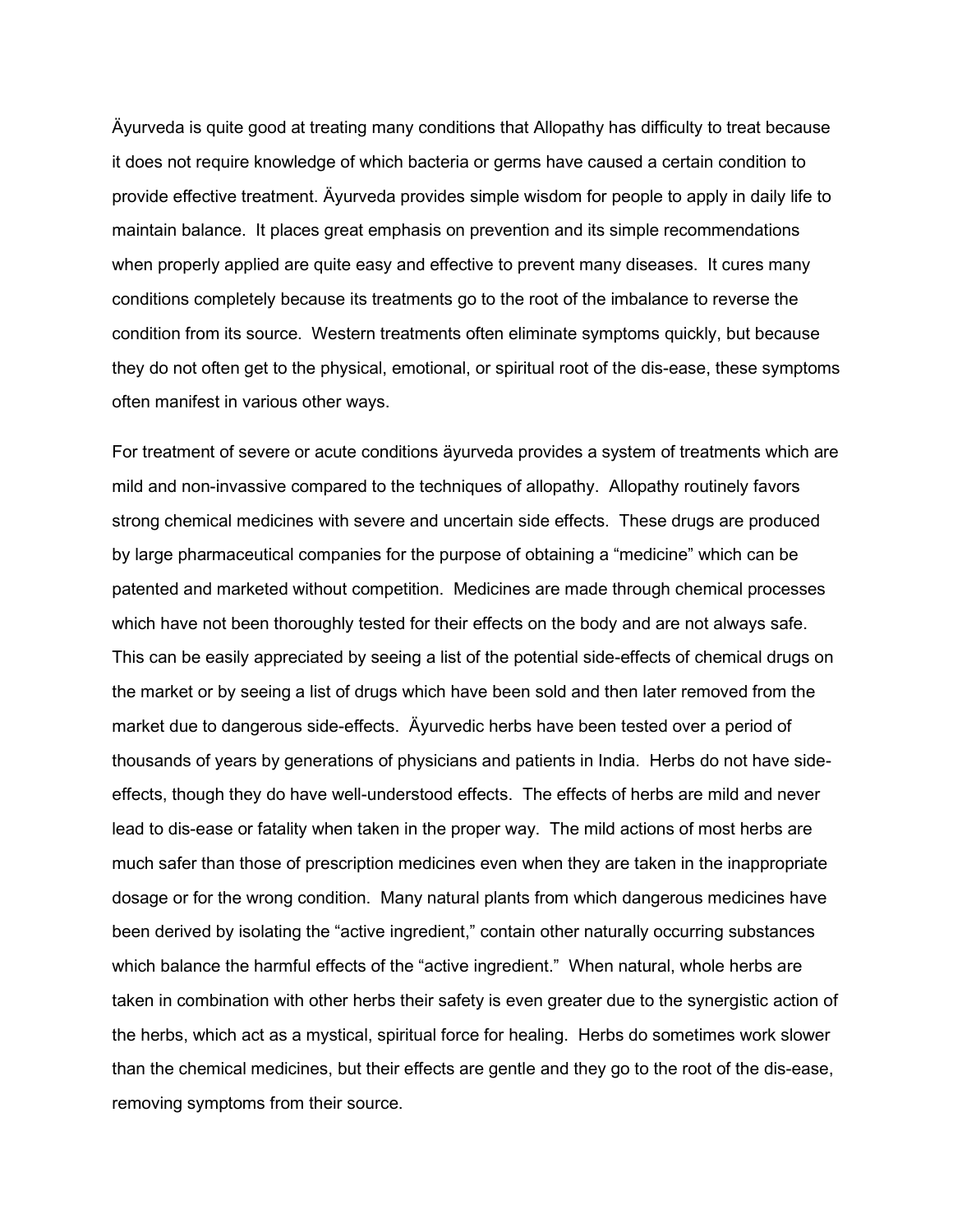Äyurveda is quite good at treating many conditions that Allopathy has difficulty to treat because it does not require knowledge of which bacteria or germs have caused a certain condition to provide effective treatment. Äyurveda provides simple wisdom for people to apply in daily life to maintain balance. It places great emphasis on prevention and its simple recommendations when properly applied are quite easy and effective to prevent many diseases. It cures many conditions completely because its treatments go to the root of the imbalance to reverse the condition from its source. Western treatments often eliminate symptoms quickly, but because they do not often get to the physical, emotional, or spiritual root of the dis-ease, these symptoms often manifest in various other ways.

For treatment of severe or acute conditions äyurveda provides a system of treatments which are mild and non-invassive compared to the techniques of allopathy. Allopathy routinely favors strong chemical medicines with severe and uncertain side effects. These drugs are produced by large pharmaceutical companies for the purpose of obtaining a "medicine" which can be patented and marketed without competition. Medicines are made through chemical processes which have not been thoroughly tested for their effects on the body and are not always safe. This can be easily appreciated by seeing a list of the potential side-effects of chemical drugs on the market or by seeing a list of drugs which have been sold and then later removed from the market due to dangerous side-effects. Äyurvedic herbs have been tested over a period of thousands of years by generations of physicians and patients in India. Herbs do not have side-effects, though they do have well-understood effects. The effects of herbs are mild and never lead to dis-ease or fatality when taken in the proper way. The mild actions of most herbs are much safer than those of prescription medicines even when they are taken in the inappropriate dosage or for the wrong condition. Many natural plants from which dangerous medicines have been derived by isolating the "active ingredient," contain other naturally occurring substances which balance the harmful effects of the "active ingredient." When natural, whole herbs are taken in combination with other herbs their safety is even greater due to the synergistic action of the herbs, which act as a mystical, spiritual force for healing. Herbs do sometimes work slower than the chemical medicines, but their effects are gentle and they go to the root of the dis-ease, removing symptoms from their source.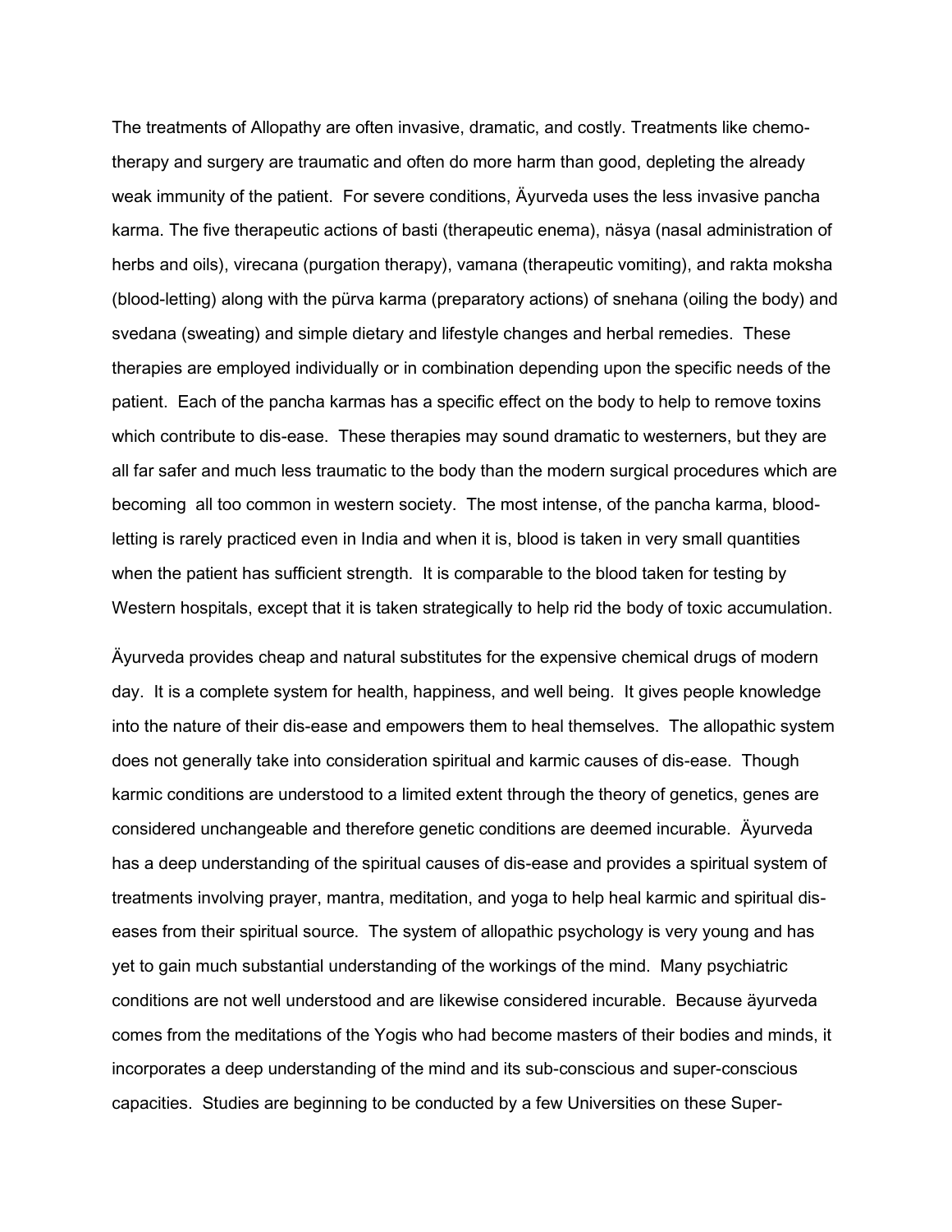The treatments of Allopathy are often invasive, dramatic, and costly. Treatments like chemo-therapy and surgery are traumatic and often do more harm than good, depleting the already weak immunity of the patient. For severe conditions, Äyurveda uses the less invasive pancha karma. The five therapeutic actions of basti (therapeutic enema), näsya (nasal administration of herbs and oils), virecana (purgation therapy), vamana (therapeutic vomiting), and rakta moksha (blood-letting) along with the pürva karma (preparatory actions) of snehana (oiling the body) and svedana (sweating) and simple dietary and lifestyle changes and herbal remedies. These therapies are employed individually or in combination depending upon the specific needs of the patient. Each of the pancha karmas has a specific effect on the body to help to remove toxins which contribute to dis-ease. These therapies may sound dramatic to westerners, but they are all far safer and much less traumatic to the body than the modern surgical procedures which are becoming all too common in western society. The most intense, of the pancha karma, blood-letting is rarely practiced even in India and when it is, blood is taken in very small quantities when the patient has sufficient strength. It is comparable to the blood taken for testing by Western hospitals, except that it is taken strategically to help rid the body of toxic accumulation.

Äyurveda provides cheap and natural substitutes for the expensive chemical drugs of modern day. It is a complete system for health, happiness, and well being. It gives people knowledge into the nature of their dis-ease and empowers them to heal themselves. The allopathic system does not generally take into consideration spiritual and karmic causes of dis-ease. Though karmic conditions are understood to a limited extent through the theory of genetics, genes are considered unchangeable and therefore genetic conditions are deemed incurable. Äyurveda has a deep understanding of the spiritual causes of dis-ease and provides a spiritual system of treatments involving prayer, mantra, meditation, and yoga to help heal karmic and spiritual dis-eases from their spiritual source. The system of allopathic psychology is very young and has yet to gain much substantial understanding of the workings of the mind. Many psychiatric conditions are not well understood and are likewise considered incurable. Because äyurveda comes from the meditations of the Yogis who had become masters of their bodies and minds, it incorporates a deep understanding of the mind and its sub-conscious and super-conscious capacities. Studies are beginning to be conducted by a few Universities on these Super-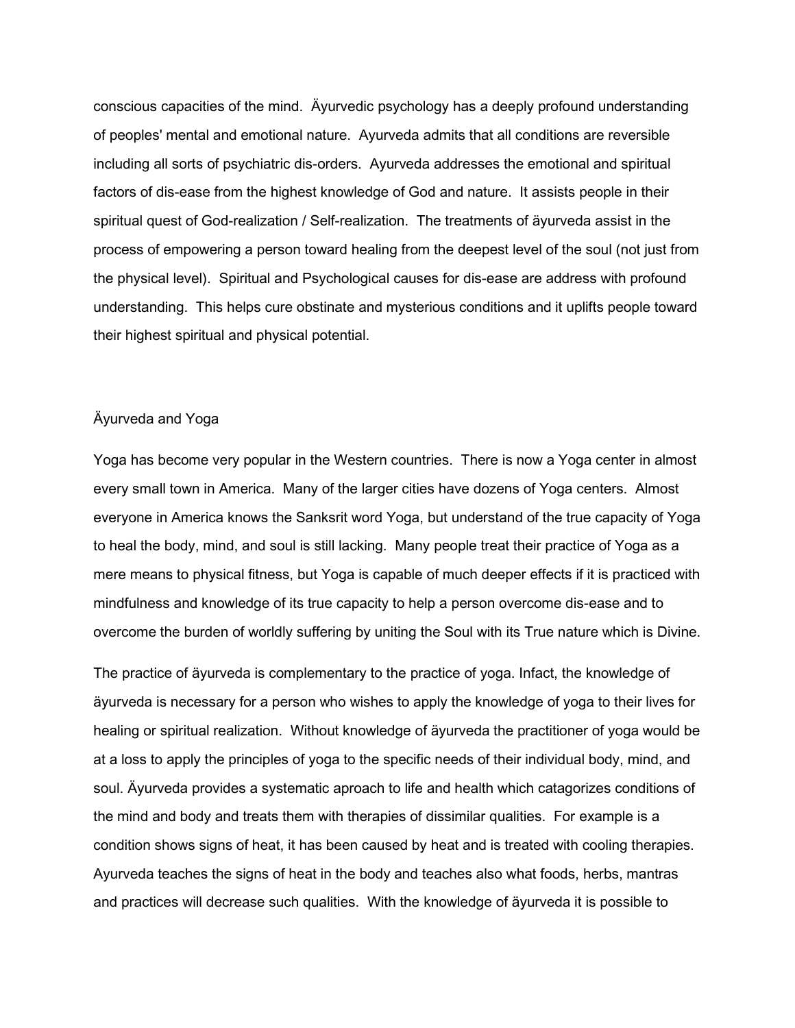conscious capacities of the mind. Äyurvedic psychology has a deeply profound understanding of peoples' mental and emotional nature. Ayurveda admits that all conditions are reversible including all sorts of psychiatric dis-orders. Ayurveda addresses the emotional and spiritual factors of dis-ease from the highest knowledge of God and nature. It assists people in their spiritual quest of God-realization / Self-realization. The treatments of äyurveda assist in the process of empowering a person toward healing from the deepest level of the soul (not just from the physical level). Spiritual and Psychological causes for dis-ease are address with profound understanding. This helps cure obstinate and mysterious conditions and it uplifts people toward their highest spiritual and physical potential.

## Äyurveda and Yoga

Yoga has become very popular in the Western countries. There is now a Yoga center in almost every small town in America. Many of the larger cities have dozens of Yoga centers. Almost everyone in America knows the Sanksrit word Yoga, but understand of the true capacity of Yoga to heal the body, mind, and soul is still lacking. Many people treat their practice of Yoga as a mere means to physical fitness, but Yoga is capable of much deeper effects if it is practiced with mindfulness and knowledge of its true capacity to help a person overcome dis-ease and to overcome the burden of worldly suffering by uniting the Soul with its True nature which is Divine.

The practice of äyurveda is complementary to the practice of yoga. Infact, the knowledge of äyurveda is necessary for a person who wishes to apply the knowledge of yoga to their lives for healing or spiritual realization. Without knowledge of äyurveda the practitioner of yoga would be at a loss to apply the principles of yoga to the specific needs of their individual body, mind, and soul. Äyurveda provides a systematic aproach to life and health which catagorizes conditions of the mind and body and treats them with therapies of dissimilar qualities. For example is a condition shows signs of heat, it has been caused by heat and is treated with cooling therapies. Ayurveda teaches the signs of heat in the body and teaches also what foods, herbs, mantras and practices will decrease such qualities. With the knowledge of äyurveda it is possible to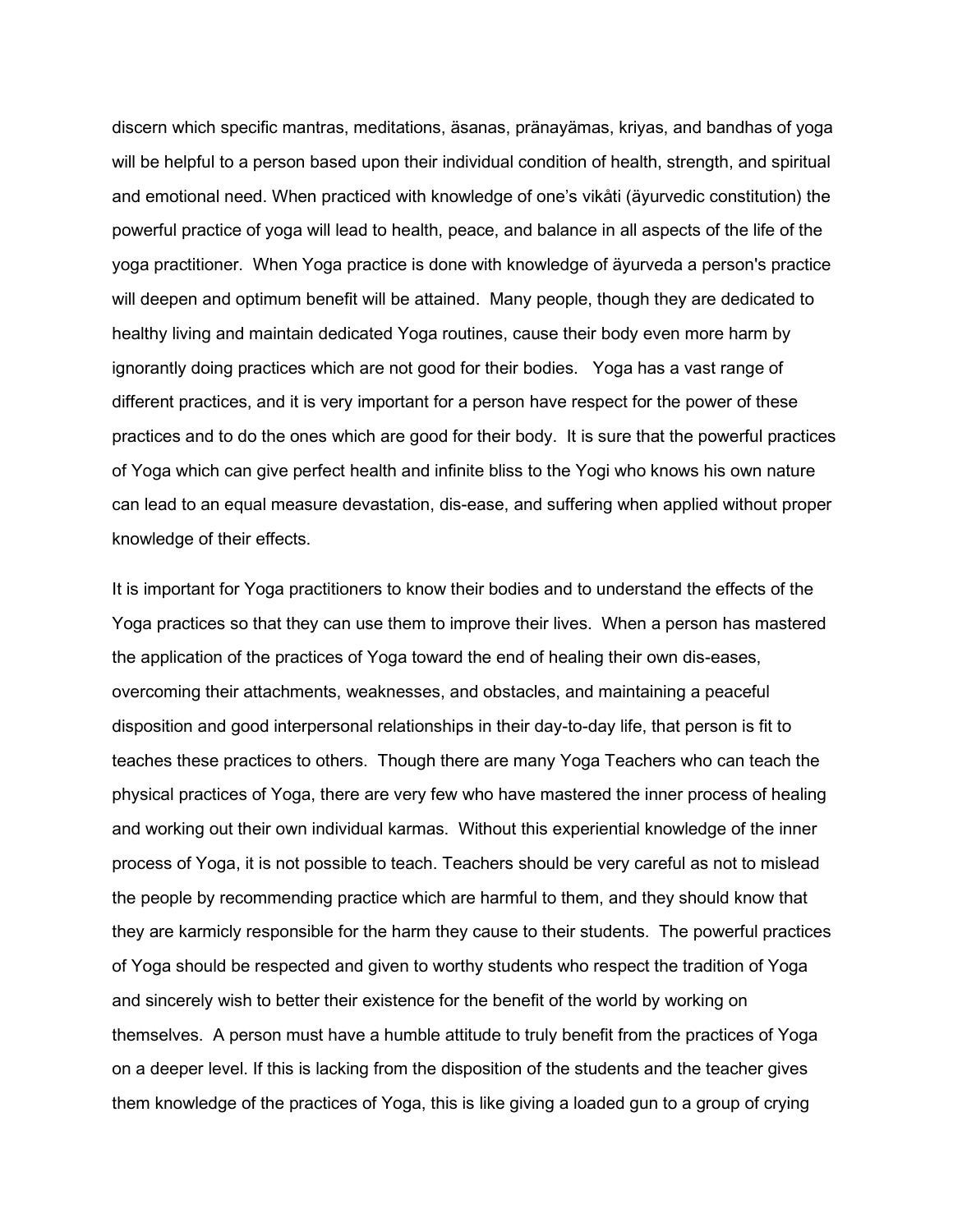discern which specific mantras, meditations, äsanas, pränayämas, kriyas, and bandhas of yoga will be helpful to a person based upon their individual condition of health, strength, and spiritual and emotional need. When practiced with knowledge of one's vikåti (äyurvedic constitution) the powerful practice of yoga will lead to health, peace, and balance in all aspects of the life of the yoga practitioner. When Yoga practice is done with knowledge of äyurveda a person's practice will deepen and optimum benefit will be attained. Many people, though they are dedicated to healthy living and maintain dedicated Yoga routines, cause their body even more harm by ignorantly doing practices which are not good for their bodies. Yoga has a vast range of different practices, and it is very important for a person have respect for the power of these practices and to do the ones which are good for their body. It is sure that the powerful practices of Yoga which can give perfect health and infinite bliss to the Yogi who knows his own nature can lead to an equal measure devastation, dis-ease, and suffering when applied without proper knowledge of their effects.

It is important for Yoga practitioners to know their bodies and to understand the effects of the Yoga practices so that they can use them to improve their lives. When a person has mastered the application of the practices of Yoga toward the end of healing their own dis-eases, overcoming their attachments, weaknesses, and obstacles, and maintaining a peaceful disposition and good interpersonal relationships in their day-to-day life, that person is fit to teaches these practices to others. Though there are many Yoga Teachers who can teach the physical practices of Yoga, there are very few who have mastered the inner process of healing and working out their own individual karmas. Without this experiential knowledge of the inner process of Yoga, it is not possible to teach. Teachers should be very careful as not to mislead the people by recommending practice which are harmful to them, and they should know that they are karmicly responsible for the harm they cause to their students. The powerful practices of Yoga should be respected and given to worthy students who respect the tradition of Yoga and sincerely wish to better their existence for the benefit of the world by working on themselves. A person must have a humble attitude to truly benefit from the practices of Yoga on a deeper level. If this is lacking from the disposition of the students and the teacher gives them knowledge of the practices of Yoga, this is like giving a loaded gun to a group of crying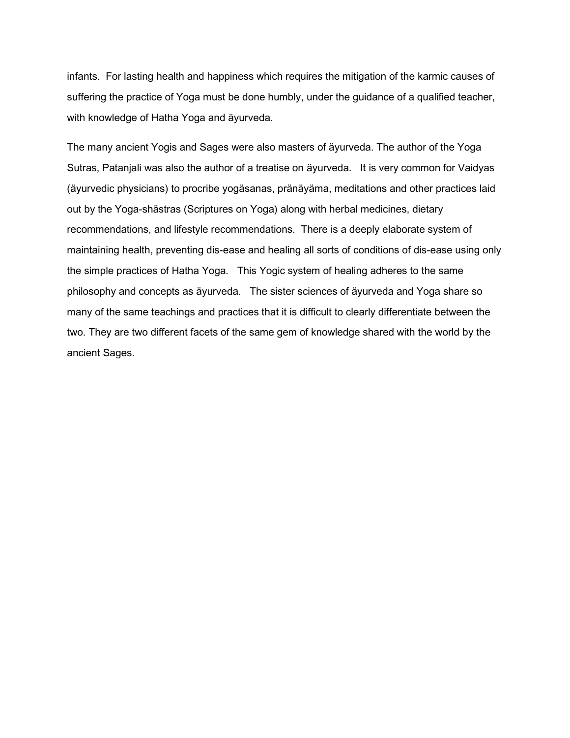infants. For lasting health and happiness which requires the mitigation of the karmic causes of suffering the practice of Yoga must be done humbly, under the guidance of a qualified teacher, with knowledge of Hatha Yoga and äyurveda.

The many ancient Yogis and Sages were also masters of äyurveda. The author of the Yoga Sutras, Patanjali was also the author of a treatise on äyurveda. It is very common for Vaidyas (äyurvedic physicians) to procribe yogäsanas, pränäyäma, meditations and other practices laid out by the Yoga-shästras (Scriptures on Yoga) along with herbal medicines, dietary recommendations, and lifestyle recommendations. There is a deeply elaborate system of maintaining health, preventing dis-ease and healing all sorts of conditions of dis-ease using only the simple practices of Hatha Yoga. This Yogic system of healing adheres to the same philosophy and concepts as äyurveda. The sister sciences of äyurveda and Yoga share so many of the same teachings and practices that it is difficult to clearly differentiate between the two. They are two different facets of the same gem of knowledge shared with the world by the ancient Sages.